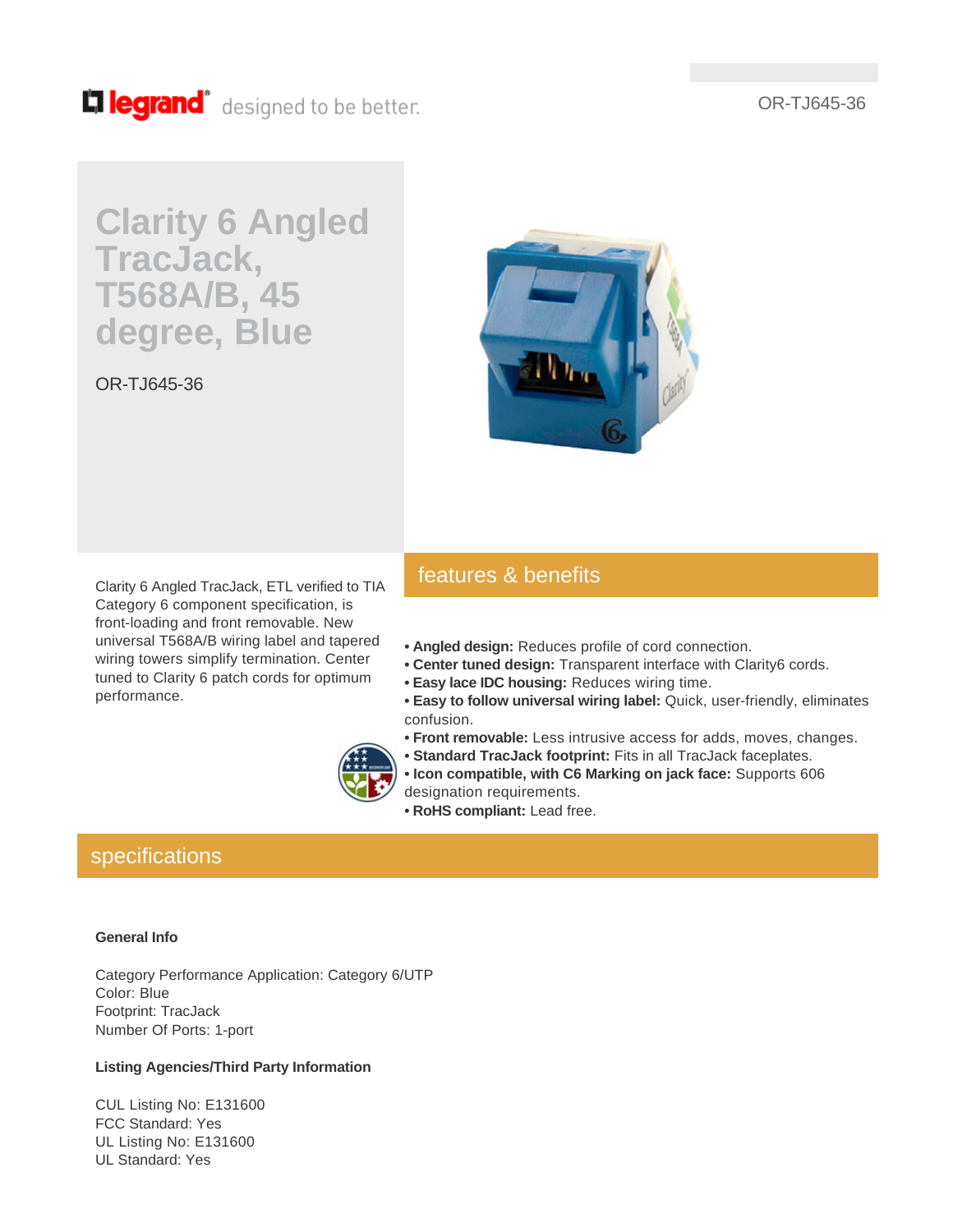legrand® designed to be better.

OR-TJ645-36

# Clarity 6 Angled TracJack, T568A/B, 45 degree, Blue

OR-TJ645-36

Clarity 6 Angled TracJack, ETL verified to TIA Category 6 component specification, is front-loading and front removable. New universal T568A/B wiring label and tapered wiring towers simplify termination. Center tuned to Clarity 6 patch cords for optimum performance.

## features & benefits

- **Angled design:** Reduces profile of cord connection.
- **Center tuned design:** Transparent interface with Clarity6 cords.
- **Easy lace IDC housing:** Reduces wiring time.
- **Easy to follow universal wiring label:** Quick, user-friendly, eliminates confusion.
- **Front removable:** Less intrusive access for adds, moves, changes.
- **Standard TracJack footprint:** Fits in all TracJack faceplates.
- **Icon compatible, with C6 Marking on jack face:** Supports 606 designation requirements.
- **RoHS compliant:** Lead free.

## specifications

**General Info**

Category Performance Application: Category 6/UTP
Color: Blue
Footprint: TracJack
Number Of Ports: 1-port

**Listing Agencies/Third Party Information**

CUL Listing No: E131600
FCC Standard: Yes
UL Listing No: E131600
UL Standard: Yes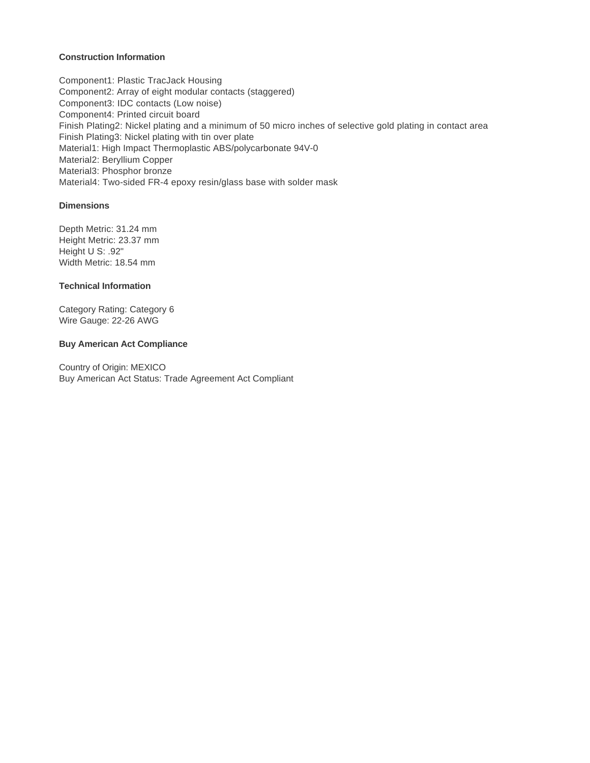**Construction Information**

Component1: Plastic TracJack Housing
Component2: Array of eight modular contacts (staggered)
Component3: IDC contacts (Low noise)
Component4: Printed circuit board
Finish Plating2: Nickel plating and a minimum of 50 micro inches of selective gold plating in contact area
Finish Plating3: Nickel plating with tin over plate
Material1: High Impact Thermoplastic ABS/polycarbonate 94V-0
Material2: Beryllium Copper
Material3: Phosphor bronze
Material4: Two-sided FR-4 epoxy resin/glass base with solder mask

**Dimensions**

Depth Metric: 31.24 mm
Height Metric: 23.37 mm
Height U S: .92"
Width Metric: 18.54 mm

**Technical Information**

Category Rating: Category 6
Wire Gauge: 22-26 AWG

**Buy American Act Compliance**

Country of Origin: MEXICO
Buy American Act Status: Trade Agreement Act Compliant